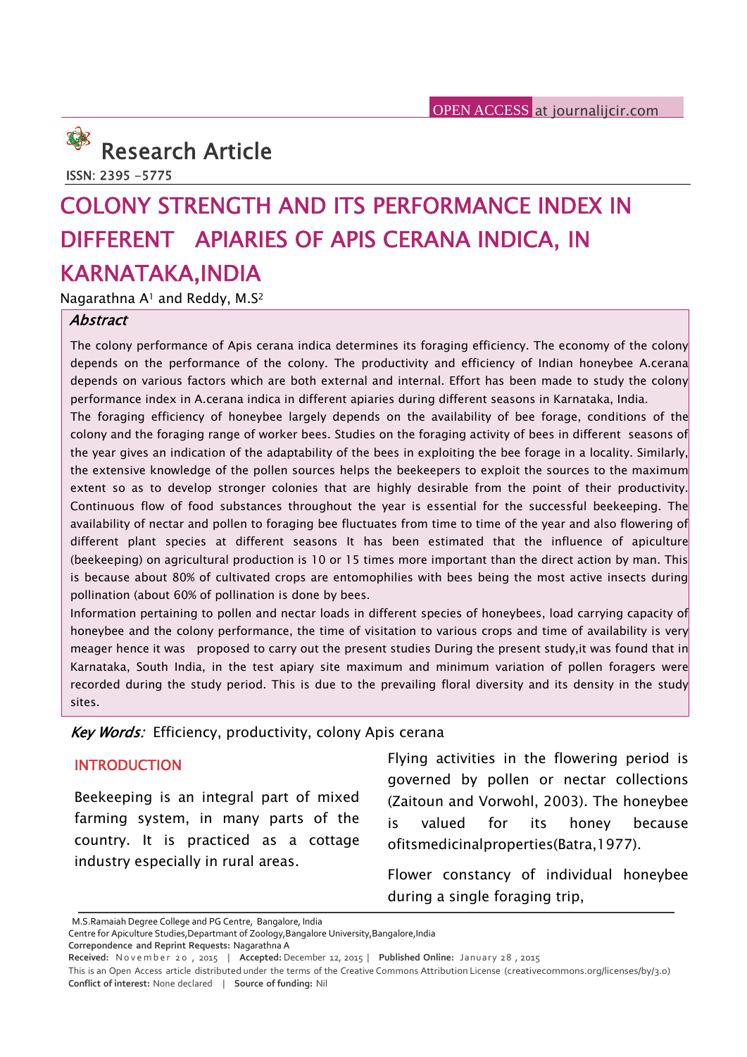OPEN ACCESS at journalijcir.com

# Research Article

ISSN: 2395 -5775

# COLONY STRENGTH AND ITS PERFORMANCE INDEX IN DIFFERENT APIARIES OF APIS CERANA INDICA, IN KARNATAKA,INDIA

Nagarathna A[1] and Reddy, M.S[2]

### *Abstract*

The colony performance of Apis cerana indica determines its foraging efficiency. The economy of the colony depends on the performance of the colony. The productivity and efficiency of Indian honeybee A.cerana depends on various factors which are both external and internal. Effort has been made to study the colony performance index in A.cerana indica in different apiaries during different seasons in Karnataka, India.

The foraging efficiency of honeybee largely depends on the availability of bee forage, conditions of the colony and the foraging range of worker bees. Studies on the foraging activity of bees in different seasons of the year gives an indication of the adaptability of the bees in exploiting the bee forage in a locality. Similarly, the extensive knowledge of the pollen sources helps the beekeepers to exploit the sources to the maximum extent so as to develop stronger colonies that are highly desirable from the point of their productivity. Continuous flow of food substances throughout the year is essential for the successful beekeeping. The availability of nectar and pollen to foraging bee fluctuates from time to time of the year and also flowering of different plant species at different seasons It has been estimated that the influence of apiculture (beekeeping) on agricultural production is 10 or 15 times more important than the direct action by man. This is because about 80% of cultivated crops are entomophilies with bees being the most active insects during pollination (about 60% of pollination is done by bees.

Information pertaining to pollen and nectar loads in different species of honeybees, load carrying capacity of honeybee and the colony performance, the time of visitation to various crops and time of availability is very meager hence it was proposed to carry out the present studies During the present study,it was found that in Karnataka, South India, in the test apiary site maximum and minimum variation of pollen foragers were recorded during the study period. This is due to the prevailing floral diversity and its density in the study sites.

*Key Words:* Efficiency, productivity, colony Apis cerana

## INTRODUCTION

Beekeeping is an integral part of mixed farming system, in many parts of the country. It is practiced as a cottage industry especially in rural areas.

Flying activities in the flowering period is governed by pollen or nectar collections (Zaitoun and Vorwohl, 2003). The honeybee is valued for its honey because ofitsmedicinalproperties(Batra,1977).

Flower constancy of individual honeybee during a single foraging trip,

M.S.Ramaiah Degree College and PG Centre, Bangalore, India
Centre for Apiculture Studies,Departmant of Zoology,Bangalore University,Bangalore,India
**Correpondence and Reprint Requests:** Nagarathna A
**Received:** November 20, 2015 | **Accepted:** December 12, 2015 | **Published Online:** January 28, 2015
This is an Open Access article distributed under the terms of the Creative Commons Attribution License (creativecommons.org/licenses/by/3.0)
**Conflict of interest:** None declared | **Source of funding:** Nil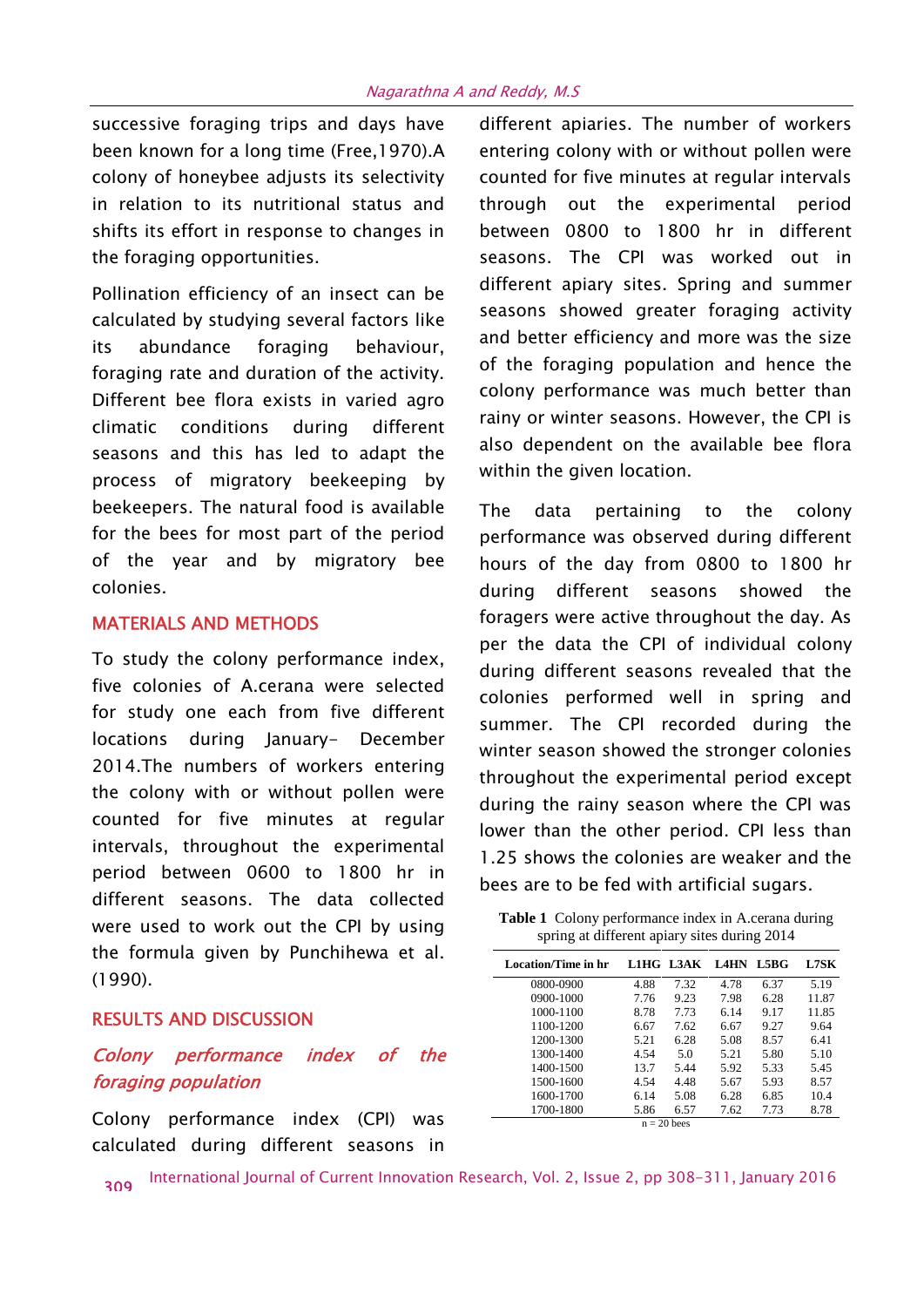successive foraging trips and days have been known for a long time (Free,1970).A colony of honeybee adjusts its selectivity in relation to its nutritional status and shifts its effort in response to changes in the foraging opportunities.

Pollination efficiency of an insect can be calculated by studying several factors like its abundance foraging behaviour, foraging rate and duration of the activity. Different bee flora exists in varied agro climatic conditions during different seasons and this has led to adapt the process of migratory beekeeping by beekeepers. The natural food is available for the bees for most part of the period of the year and by migratory bee colonies.

## MATERIALS AND METHODS

To study the colony performance index, five colonies of A.cerana were selected for study one each from five different locations during January- December 2014.The numbers of workers entering the colony with or without pollen were counted for five minutes at regular intervals, throughout the experimental period between 0600 to 1800 hr in different seasons. The data collected were used to work out the CPI by using the formula given by Punchihewa et al. (1990).

## RESULTS AND DISCUSSION

### *Colony performance index of the foraging population*

Colony performance index (CPI) was calculated during different seasons in different apiaries. The number of workers entering colony with or without pollen were counted for five minutes at regular intervals through out the experimental period between 0800 to 1800 hr in different seasons. The CPI was worked out in different apiary sites. Spring and summer seasons showed greater foraging activity and better efficiency and more was the size of the foraging population and hence the colony performance was much better than rainy or winter seasons. However, the CPI is also dependent on the available bee flora within the given location.

The data pertaining to the colony performance was observed during different hours of the day from 0800 to 1800 hr during different seasons showed the foragers were active throughout the day. As per the data the CPI of individual colony during different seasons revealed that the colonies performed well in spring and summer. The CPI recorded during the winter season showed the stronger colonies throughout the experimental period except during the rainy season where the CPI was lower than the other period. CPI less than 1.25 shows the colonies are weaker and the bees are to be fed with artificial sugars.

**Table 1** Colony performance index in A.cerana during spring at different apiary sites during 2014

| Location/Time in hr | L1HG | L3AK | L4HN | L5BG | L7SK |
|---|---|---|---|---|---|
| 0800-0900 | 4.88 | 7.32 | 4.78 | 6.37 | 5.19 |
| 0900-1000 | 7.76 | 9.23 | 7.98 | 6.28 | 11.87 |
| 1000-1100 | 8.78 | 7.73 | 6.14 | 9.17 | 11.85 |
| 1100-1200 | 6.67 | 7.62 | 6.67 | 9.27 | 9.64 |
| 1200-1300 | 5.21 | 6.28 | 5.08 | 8.57 | 6.41 |
| 1300-1400 | 4.54 | 5.0 | 5.21 | 5.80 | 5.10 |
| 1400-1500 | 13.7 | 5.44 | 5.92 | 5.33 | 5.45 |
| 1500-1600 | 4.54 | 4.48 | 5.67 | 5.93 | 8.57 |
| 1600-1700 | 6.14 | 5.08 | 6.28 | 6.85 | 10.4 |
| 1700-1800 | 5.86 | 6.57 | 7.62 | 7.73 | 8.78 |

n = 20 bees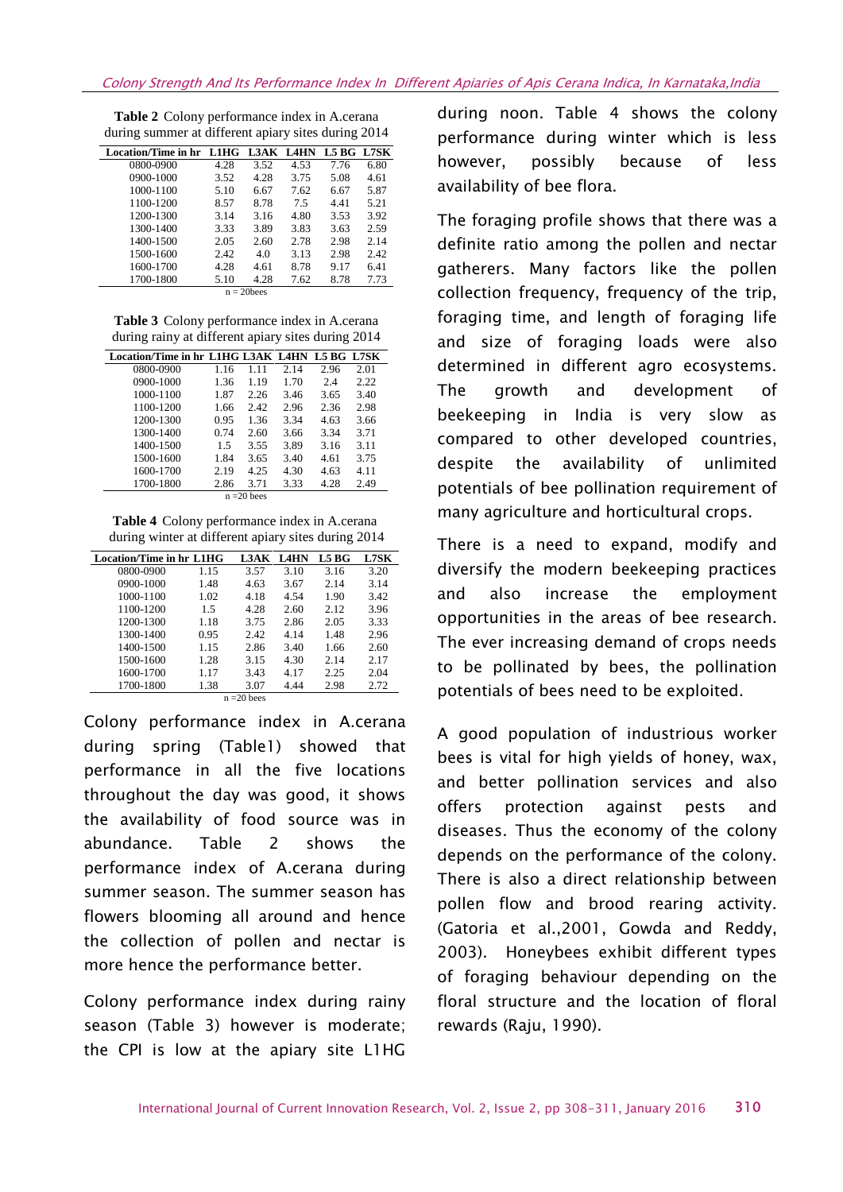**Table 2** Colony performance index in A.cerana during summer at different apiary sites during 2014

| Location/Time in hr | L1HG | L3AK | L4HN | L5 BG | L7SK |
|---|---|---|---|---|---|
| 0800-0900 | 4.28 | 3.52 | 4.53 | 7.76 | 6.80 |
| 0900-1000 | 3.52 | 4.28 | 3.75 | 5.08 | 4.61 |
| 1000-1100 | 5.10 | 6.67 | 7.62 | 6.67 | 5.87 |
| 1100-1200 | 8.57 | 8.78 | 7.5 | 4.41 | 5.21 |
| 1200-1300 | 3.14 | 3.16 | 4.80 | 3.53 | 3.92 |
| 1300-1400 | 3.33 | 3.89 | 3.83 | 3.63 | 2.59 |
| 1400-1500 | 2.05 | 2.60 | 2.78 | 2.98 | 2.14 |
| 1500-1600 | 2.42 | 4.0 | 3.13 | 2.98 | 2.42 |
| 1600-1700 | 4.28 | 4.61 | 8.78 | 9.17 | 6.41 |
| 1700-1800 | 5.10 | 4.28 | 7.62 | 8.78 | 7.73 |

n = 20bees

**Table 3** Colony performance index in A.cerana during rainy at different apiary sites during 2014

| Location/Time in hr | L1HG | L3AK | L4HN | L5 BG | L7SK |
|---|---|---|---|---|---|
| 0800-0900 | 1.16 | 1.11 | 2.14 | 2.96 | 2.01 |
| 0900-1000 | 1.36 | 1.19 | 1.70 | 2.4 | 2.22 |
| 1000-1100 | 1.87 | 2.26 | 3.46 | 3.65 | 3.40 |
| 1100-1200 | 1.66 | 2.42 | 2.96 | 2.36 | 2.98 |
| 1200-1300 | 0.95 | 1.36 | 3.34 | 4.63 | 3.66 |
| 1300-1400 | 0.74 | 2.60 | 3.66 | 3.34 | 3.71 |
| 1400-1500 | 1.5 | 3.55 | 3.89 | 3.16 | 3.11 |
| 1500-1600 | 1.84 | 3.65 | 3.40 | 4.61 | 3.75 |
| 1600-1700 | 2.19 | 4.25 | 4.30 | 4.63 | 4.11 |
| 1700-1800 | 2.86 | 3.71 | 3.33 | 4.28 | 2.49 |

n =20 bees

**Table 4** Colony performance index in A.cerana during winter at different apiary sites during 2014

| Location/Time in hr | L1HG | L3AK | L4HN | L5 BG | L7SK |
|---|---|---|---|---|---|
| 0800-0900 | 1.15 | 3.57 | 3.10 | 3.16 | 3.20 |
| 0900-1000 | 1.48 | 4.63 | 3.67 | 2.14 | 3.14 |
| 1000-1100 | 1.02 | 4.18 | 4.54 | 1.90 | 3.42 |
| 1100-1200 | 1.5 | 4.28 | 2.60 | 2.12 | 3.96 |
| 1200-1300 | 1.18 | 3.75 | 2.86 | 2.05 | 3.33 |
| 1300-1400 | 0.95 | 2.42 | 4.14 | 1.48 | 2.96 |
| 1400-1500 | 1.15 | 2.86 | 3.40 | 1.66 | 2.60 |
| 1500-1600 | 1.28 | 3.15 | 4.30 | 2.14 | 2.17 |
| 1600-1700 | 1.17 | 3.43 | 4.17 | 2.25 | 2.04 |
| 1700-1800 | 1.38 | 3.07 | 4.44 | 2.98 | 2.72 |

n =20 bees

Colony performance index in A.cerana during spring (Table1) showed that performance in all the five locations throughout the day was good, it shows the availability of food source was in abundance. Table 2 shows the performance index of A.cerana during summer season. The summer season has flowers blooming all around and hence the collection of pollen and nectar is more hence the performance better.

Colony performance index during rainy season (Table 3) however is moderate; the CPI is low at the apiary site L1HG during noon. Table 4 shows the colony performance during winter which is less however, possibly because of less availability of bee flora.

The foraging profile shows that there was a definite ratio among the pollen and nectar gatherers. Many factors like the pollen collection frequency, frequency of the trip, foraging time, and length of foraging life and size of foraging loads were also determined in different agro ecosystems. The growth and development of beekeeping in India is very slow as compared to other developed countries, despite the availability of unlimited potentials of bee pollination requirement of many agriculture and horticultural crops.

There is a need to expand, modify and diversify the modern beekeeping practices and also increase the employment opportunities in the areas of bee research. The ever increasing demand of crops needs to be pollinated by bees, the pollination potentials of bees need to be exploited.

A good population of industrious worker bees is vital for high yields of honey, wax, and better pollination services and also offers protection against pests and diseases. Thus the economy of the colony depends on the performance of the colony. There is also a direct relationship between pollen flow and brood rearing activity. (Gatoria et al.,2001, Gowda and Reddy, 2003). Honeybees exhibit different types of foraging behaviour depending on the floral structure and the location of floral rewards (Raju, 1990).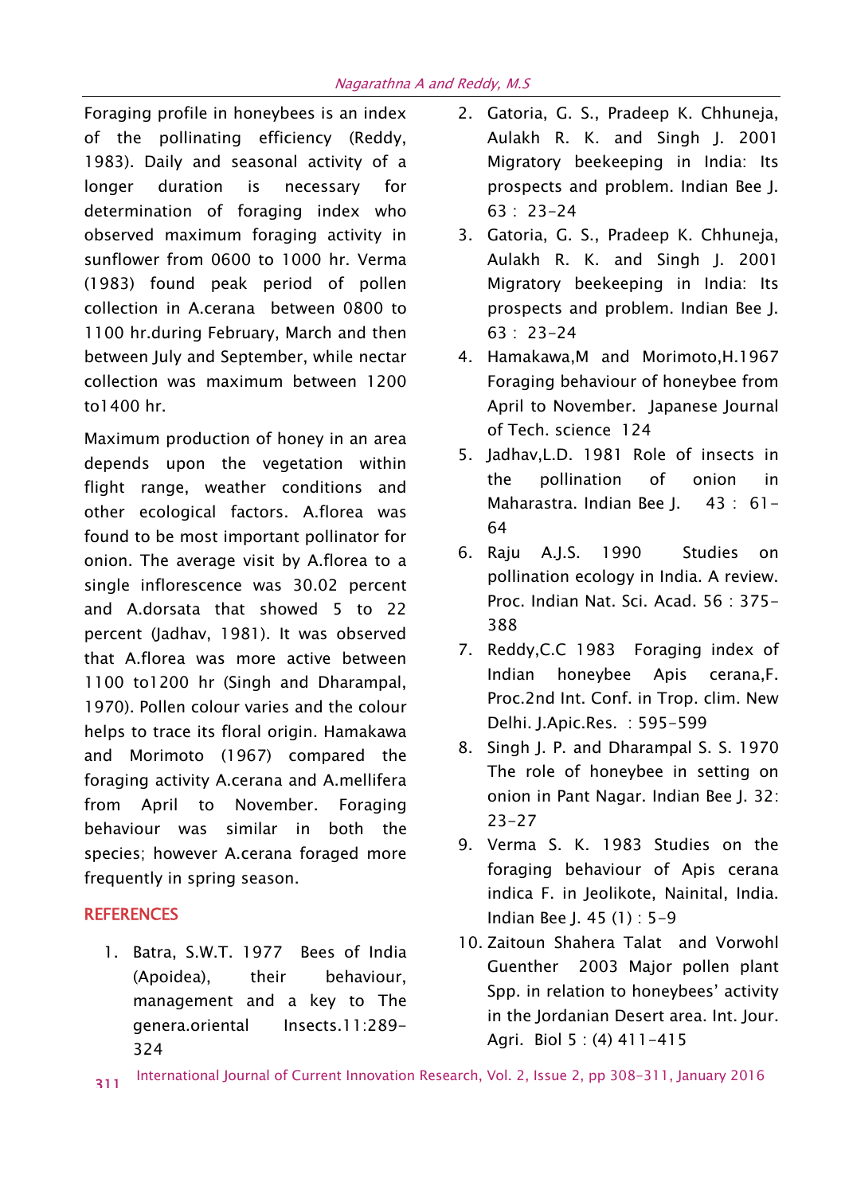Foraging profile in honeybees is an index of the pollinating efficiency (Reddy, 1983). Daily and seasonal activity of a longer duration is necessary for determination of foraging index who observed maximum foraging activity in sunflower from 0600 to 1000 hr. Verma (1983) found peak period of pollen collection in A.cerana between 0800 to 1100 hr.during February, March and then between July and September, while nectar collection was maximum between 1200 to1400 hr.

Maximum production of honey in an area depends upon the vegetation within flight range, weather conditions and other ecological factors. A.florea was found to be most important pollinator for onion. The average visit by A.florea to a single inflorescence was 30.02 percent and A.dorsata that showed 5 to 22 percent (Jadhav, 1981). It was observed that A.florea was more active between 1100 to1200 hr (Singh and Dharampal, 1970). Pollen colour varies and the colour helps to trace its floral origin. Hamakawa and Morimoto (1967) compared the foraging activity A.cerana and A.mellifera from April to November. Foraging behaviour was similar in both the species; however A.cerana foraged more frequently in spring season.

## REFERENCES

1. Batra, S.W.T. 1977 Bees of India (Apoidea), their behaviour, management and a key to The genera.oriental Insects.11:289-324
2. Gatoria, G. S., Pradeep K. Chhuneja, Aulakh R. K. and Singh J. 2001 Migratory beekeeping in India: Its prospects and problem. Indian Bee J. 63 : 23-24
3. Gatoria, G. S., Pradeep K. Chhuneja, Aulakh R. K. and Singh J. 2001 Migratory beekeeping in India: Its prospects and problem. Indian Bee J. 63 : 23-24
4. Hamakawa,M and Morimoto,H.1967 Foraging behaviour of honeybee from April to November. Japanese Journal of Tech. science 124
5. Jadhav,L.D. 1981 Role of insects in the pollination of onion in Maharastra. Indian Bee J. 43 : 61-64
6. Raju A.J.S. 1990 Studies on pollination ecology in India. A review. Proc. Indian Nat. Sci. Acad. 56 : 375-388
7. Reddy,C.C 1983 Foraging index of Indian honeybee Apis cerana,F. Proc.2nd Int. Conf. in Trop. clim. New Delhi. J.Apic.Res. : 595-599
8. Singh J. P. and Dharampal S. S. 1970 The role of honeybee in setting on onion in Pant Nagar. Indian Bee J. 32: 23-27
9. Verma S. K. 1983 Studies on the foraging behaviour of Apis cerana indica F. in Jeolikote, Nainital, India. Indian Bee J. 45 (1) : 5-9
10. Zaitoun Shahera Talat and Vorwohl Guenther 2003 Major pollen plant Spp. in relation to honeybees' activity in the Jordanian Desert area. Int. Jour. Agri. Biol 5 : (4) 411-415